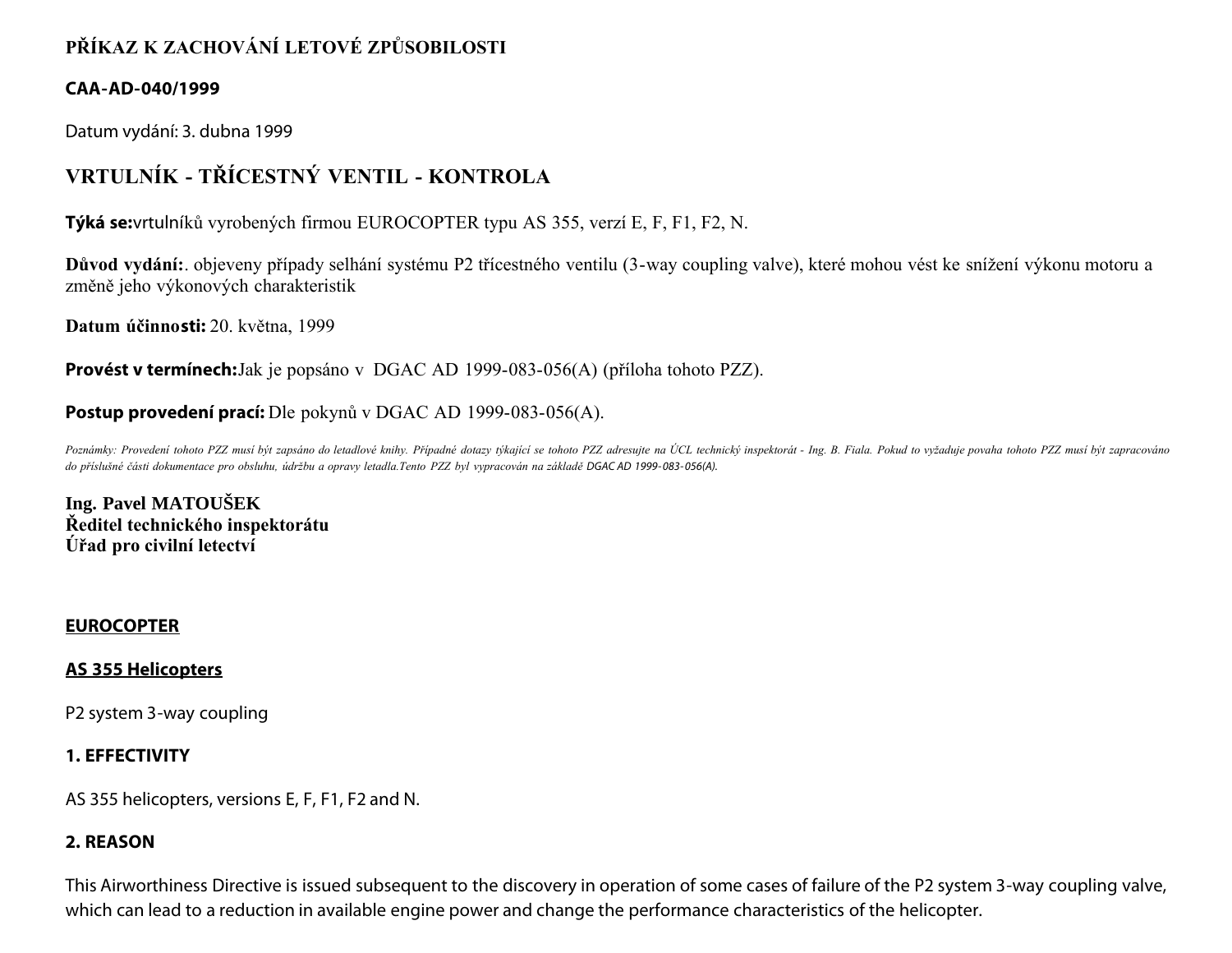# PŘÍKAZ K ZACHOVÁNÍ LETOVÉ ZPŮSOBILOSTI

**CAA-AD-040/1999**

Datum vydání: 3. dubna 1999

## VRTULNÍK - TŘÍCESTNÝ VENTIL - KONTROLA

**Týká se:**vrtulníků vyrobených firmou EUROCOPTER typu AS 355, verzí E, F, F1, F2, N.

**Důvod vydání:**. objeveny případy selhání systému P2 třícestného ventilu (3-way coupling valve), které mohou vést ke snížení výkonu motoru a změně jeho výkonových charakteristik

**Datum účinnosti:** 20. května, 1999

**Provést v termínech:**Jak je popsáno v  DGAC AD 1999-083-056(A) (příloha tohoto PZZ).

**Postup provedení prací:** Dle pokynů v DGAC AD 1999-083-056(A).

*Poznámky: Provedení tohoto PZZ musí být zapsáno do letadlové knihy. Případné dotazy týkající se tohoto PZZ adresujte na ÚCL technický inspektorát - Ing. B. Fiala. Pokud to vyžaduje povaha tohoto PZZ musí být zapracováno do příslušné části dokumentace pro obsluhu, údržbu a opravy letadla.Tento PZZ byl vypracován na základě DGAC AD 1999-083-056(A).*

**Ing. Pavel MATOUŠEK**
**Ředitel technického inspektorátu**
**Úřad pro civilní letectví**

**EUROCOPTER**

**AS 355 Helicopters**

P2 system 3-way coupling

**1. EFFECTIVITY**

AS 355 helicopters, versions E, F, F1, F2 and N.

**2. REASON**

This Airworthiness Directive is issued subsequent to the discovery in operation of some cases of failure of the P2 system 3-way coupling valve, which can lead to a reduction in available engine power and change the performance characteristics of the helicopter.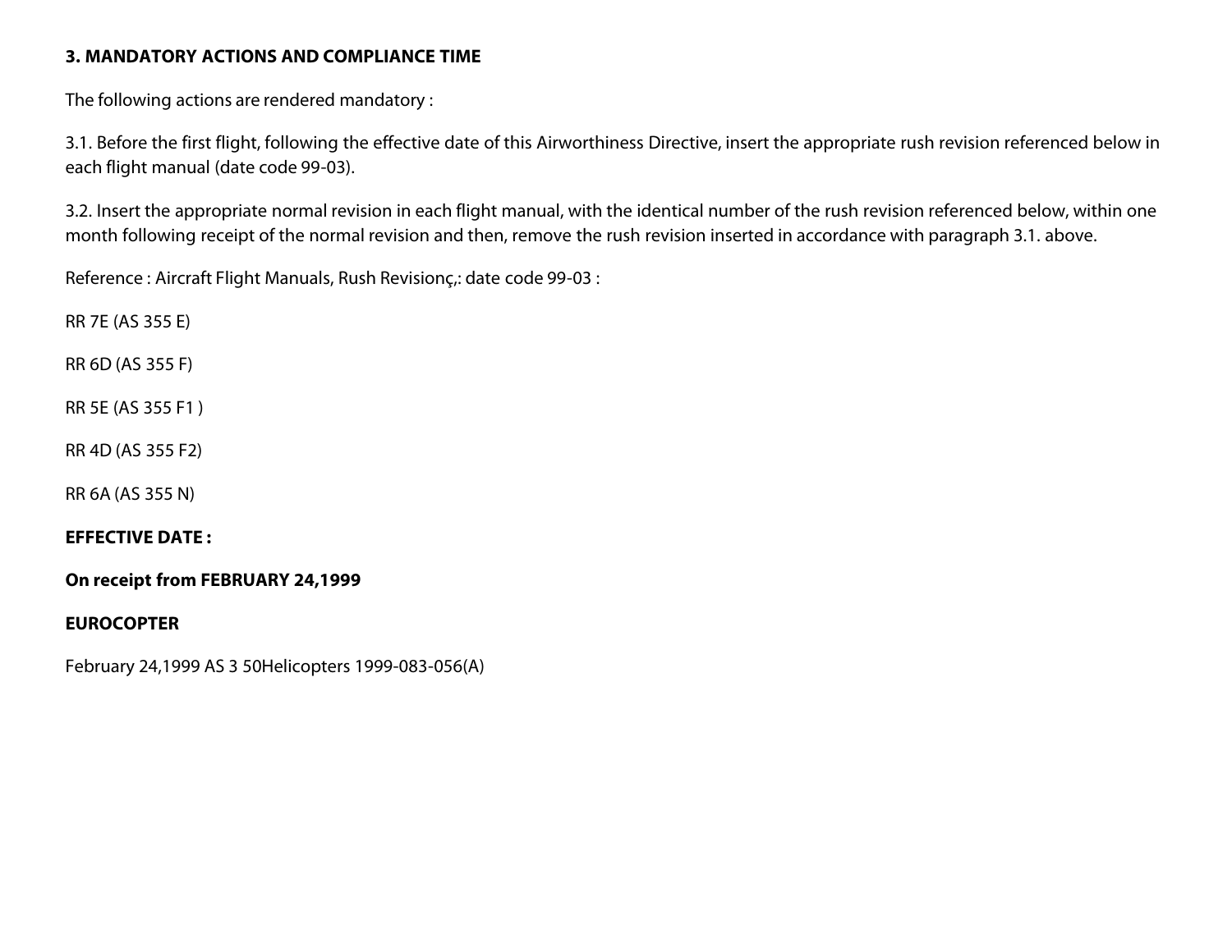**3. MANDATORY ACTIONS AND COMPLIANCE TIME**

The following actions are rendered mandatory :

3.1. Before the first flight, following the effective date of this Airworthiness Directive, insert the appropriate rush revision referenced below in each flight manual (date code 99-03).

3.2. Insert the appropriate normal revision in each flight manual, with the identical number of the rush revision referenced below, within one month following receipt of the normal revision and then, remove the rush revision inserted in accordance with paragraph 3.1. above.

Reference : Aircraft Flight Manuals, Rush Revisionç,: date code 99-03 :

RR 7E (AS 355 E)

RR 6D (AS 355 F)

RR 5E (AS 355 F1 )

RR 4D (AS 355 F2)

RR 6A (AS 355 N)

**EFFECTIVE DATE :**

**On receipt from FEBRUARY 24,1999**

**EUROCOPTER**

February 24,1999 AS 3 50Helicopters 1999-083-056(A)